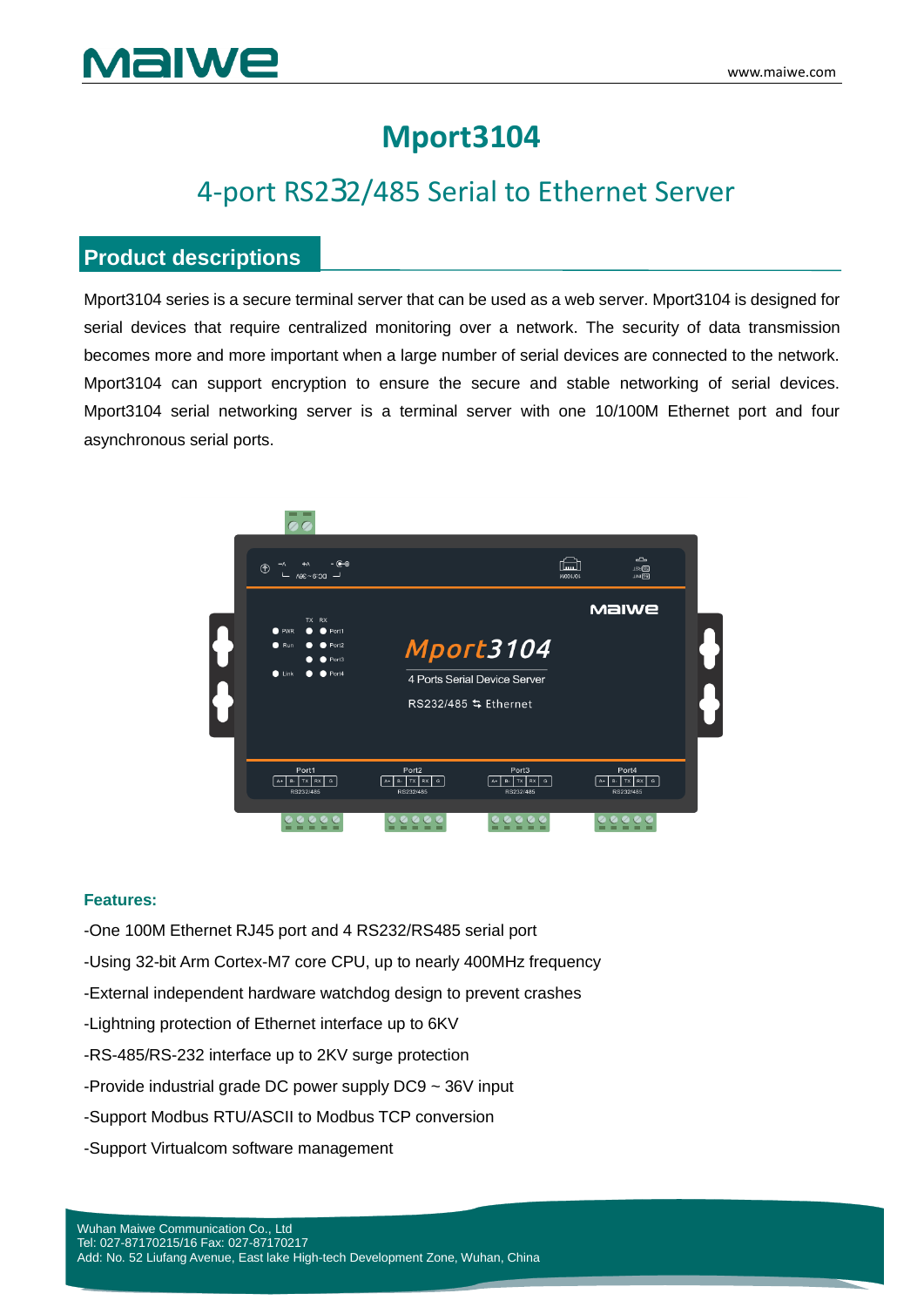# Mport3104

## 4-port RS232/485 Serial to Ethernet Server

## Product descriptions

Mport3104 series is a secure terminal server that can be used as a web server. Mport3104 is designed for serial devices that require centralized monitoring over a network. The security of data transmission becomes more and more important when a large number of serial devices are connected to the network. Mport3104 can support encryption to ensure the secure and stable networking of serial devices. Mport3104 serial networking server is a terminal server with one 10/100M Ethernet port and four asynchronous serial ports.

**Features:**

-One 100M Ethernet RJ45 port and 4 RS232/RS485 serial port

-Using 32-bit Arm Cortex-M7 core CPU, up to nearly 400MHz frequency

-External independent hardware watchdog design to prevent crashes

-Lightning protection of Ethernet up to 6KV

-RS-485/RS-232 interface up to 2KV surge protection

-Provide industrial grade DC power supply DC9 ~ 36V input

-Support Modbus RTU/ASCII to Modbus TCP conversion

-Support Virtualcom software management

Wuhan Maiwe Communication Co., Ltd
Tel: 027-87170215/16 Fax: 027-87170217
Add: No. 52 Liufang Avenue, East lake High-tech Development Zone, Wuhan, China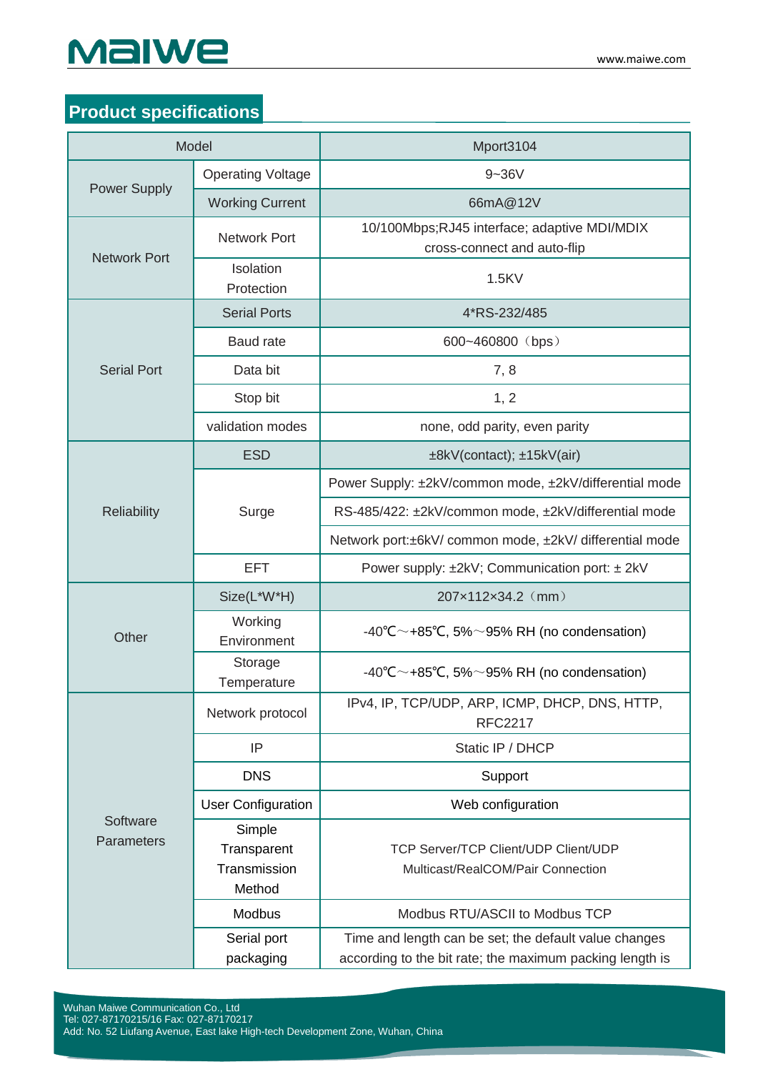## Product specifications

| Model | | Mport3104 |
|---|---|---|
| Power Supply | Operating Voltage | 9~36V |
| | Working Current | 66mA@12V |
| Network Port | Network Port | 10/100Mbps;RJ45 interface; adaptive MDI/MDIX cross-connect and auto-flip |
| | Isolation Protection | 1.5KV |
| Serial Port | Serial Ports | 4*RS-232/485 |
| | Baud rate | 600~460800（bps） |
| | Data bit | 7, 8 |
| | Stop bit | 1, 2 |
| | validation modes | none, odd parity, even parity |
| Reliability | ESD | ±8kV(contact); ±15kV(air) |
| | Surge | Power Supply: ±2kV/common mode, ±2kV/differential mode |
| | | RS-485/422: ±2kV/common mode, ±2kV/differential mode |
| | | Network port:±6kV/ common mode, ±2kV/ differential mode |
| | EFT | Power supply: ±2kV; Communication port: ± 2kV |
| Other | Size(L*W*H) | 207×112×34.2（mm） |
| | Working Environment | -40℃～+85℃, 5%～95% RH (no condensation) |
| | Storage Temperature | -40℃～+85℃, 5%～95% RH (no condensation) |
| Software Parameters | Network protocol | IPv4, IP, TCP/UDP, ARP, ICMP, DHCP, DNS, HTTP, RFC2217 |
| | IP | Static IP / DHCP |
| | DNS | Support |
| | User Configuration | Web configuration |
| | Simple Transparent Transmission Method | TCP Server/TCP Client/UDP Client/UDP Multicast/RealCOM/Pair Connection |
| | Modbus | Modbus RTU/ASCII to Modbus TCP |
| | Serial port packaging | Time and length can be set; the default value changes according to the bit rate; the maximum packing length is |

Wuhan Maiwe Communication Co., Ltd
Tel: 027-87170215/16 Fax: 027-87170217
Add: No. 52 Liufang Avenue, East lake High-tech Development Zone, Wuhan, China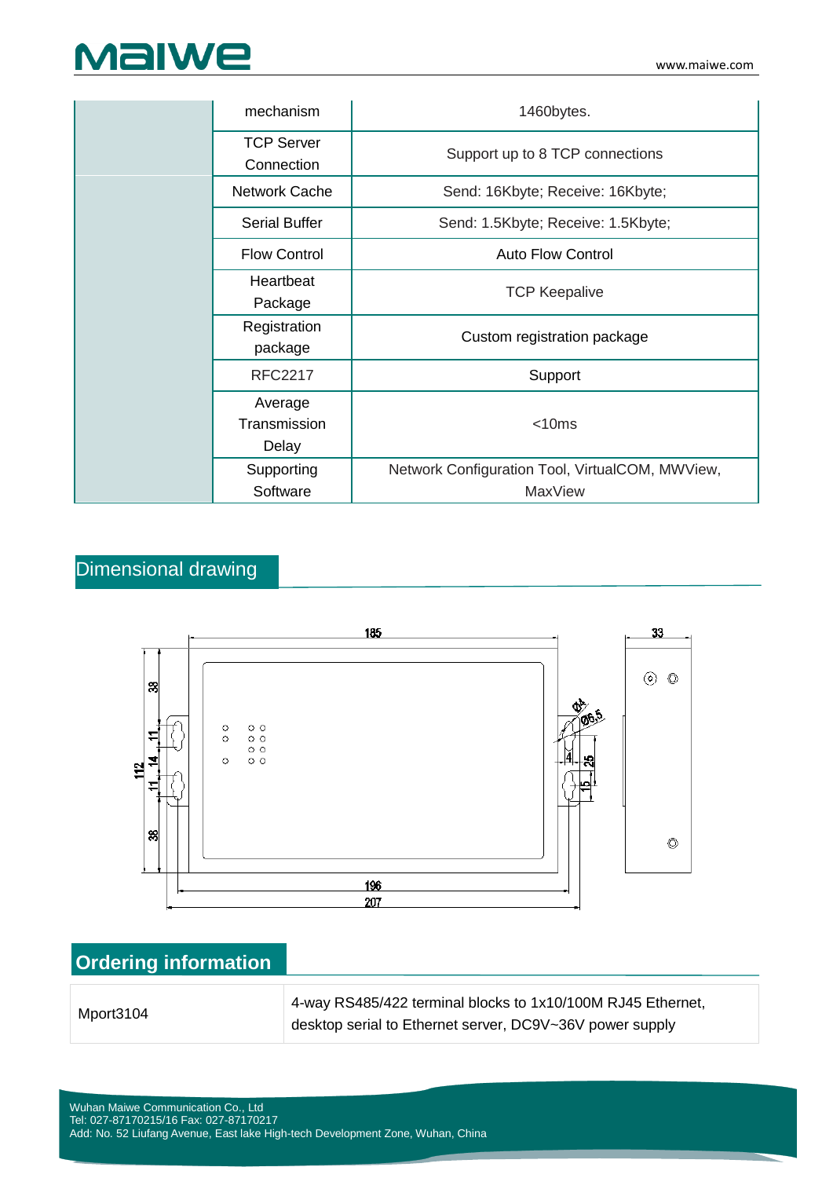| | | |
|---|---|---|
| | mechanism | 1460bytes. |
| | TCP Server Connection | Support up to 8 TCP connections |
| | Network Cache | Send: 16Kbyte; Receive: 16Kbyte; |
| | Serial Buffer | Send: 1.5Kbyte; Receive: 1.5Kbyte; |
| | Flow Control | Auto Flow Control |
| | Heartbeat Package | TCP Keepalive |
| | Registration package | Custom registration package |
| | RFC2217 | Support |
| | Average Transmission Delay | <10ms |
| | Supporting Software | Network Configuration Tool, VirtualCOM, MWView, MaxView |

## Dimensional drawing

185

33

38

11

14

11

38

112

Ø4

Ø6.5

4

25

15

196

207

## Ordering information

| | |
|---|---|
| Mport3104 | 4-way RS485/422 terminal blocks to 1x10/100M RJ45 Ethernet, desktop serial to Ethernet server, DC9V~36V power supply |

Wuhan Maiwe Communication Co., Ltd
Tel: 027-87170215/16 Fax: 027-87170217
Add: No. 52 Liufang Avenue, East lake High-tech Development Zone, Wuhan, China